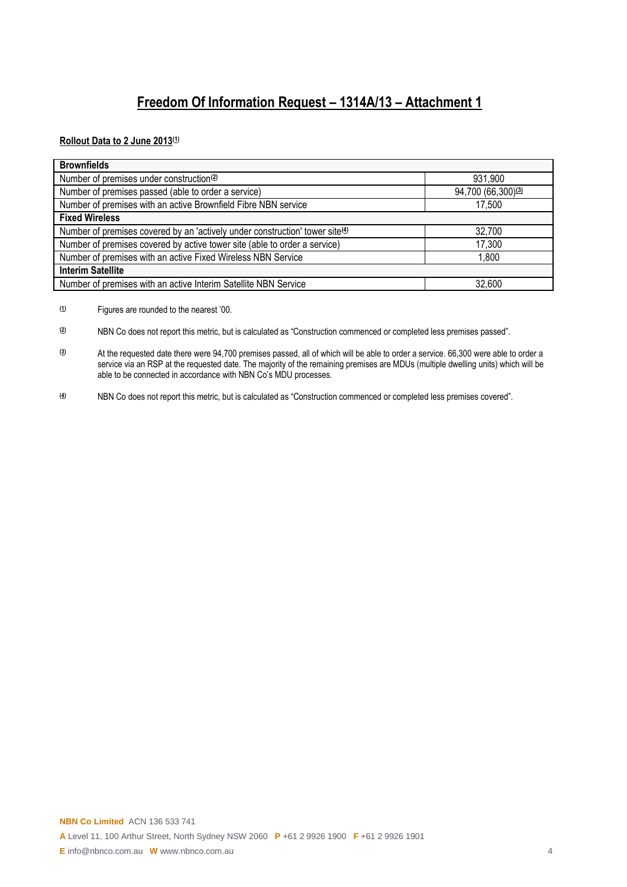# Freedom Of Information Request – 1314A/13 – Attachment 1

**Rollout Data to 2 June 2013[(1)]**

| Brownfields | |
|---|---|
| Number of premises under construction[(2)] | 931,900 |
| Number of premises passed (able to order a service) | 94,700 (66,300)[(3)] |
| Number of premises with an active Brownfield Fibre NBN service | 17,500 |
| **Fixed Wireless** | |
| Number of premises covered by an 'actively under construction' tower site[(4)] | 32,700 |
| Number of premises covered by active tower site (able to order a service) | 17,300 |
| Number of premises with an active Fixed Wireless NBN Service | 1,800 |
| **Interim Satellite** | |
| Number of premises with an active Interim Satellite NBN Service | 32,600 |

(1) Figures are rounded to the nearest '00.

(2) NBN Co does not report this metric, but is calculated as "Construction commenced or completed less premises passed".

(3) At the requested date there were 94,700 premises passed, all of which will be able to order a service. 66,300 were able to order a service via an RSP at the requested date. The majority of the remaining premises are MDUs (multiple dwelling units) which will be able to be connected in accordance with NBN Co's MDU processes.

(4) NBN Co does not report this metric, but is calculated as "Construction commenced or completed less premises covered".

**NBN Co Limited** ACN 136 533 741

**A** Level 11, 100 Arthur Street, North Sydney NSW 2060 **P** +61 2 9926 1900 **F** +61 2 9926 1901

**E** info@nbnco.com.au **W** www.nbnco.com.au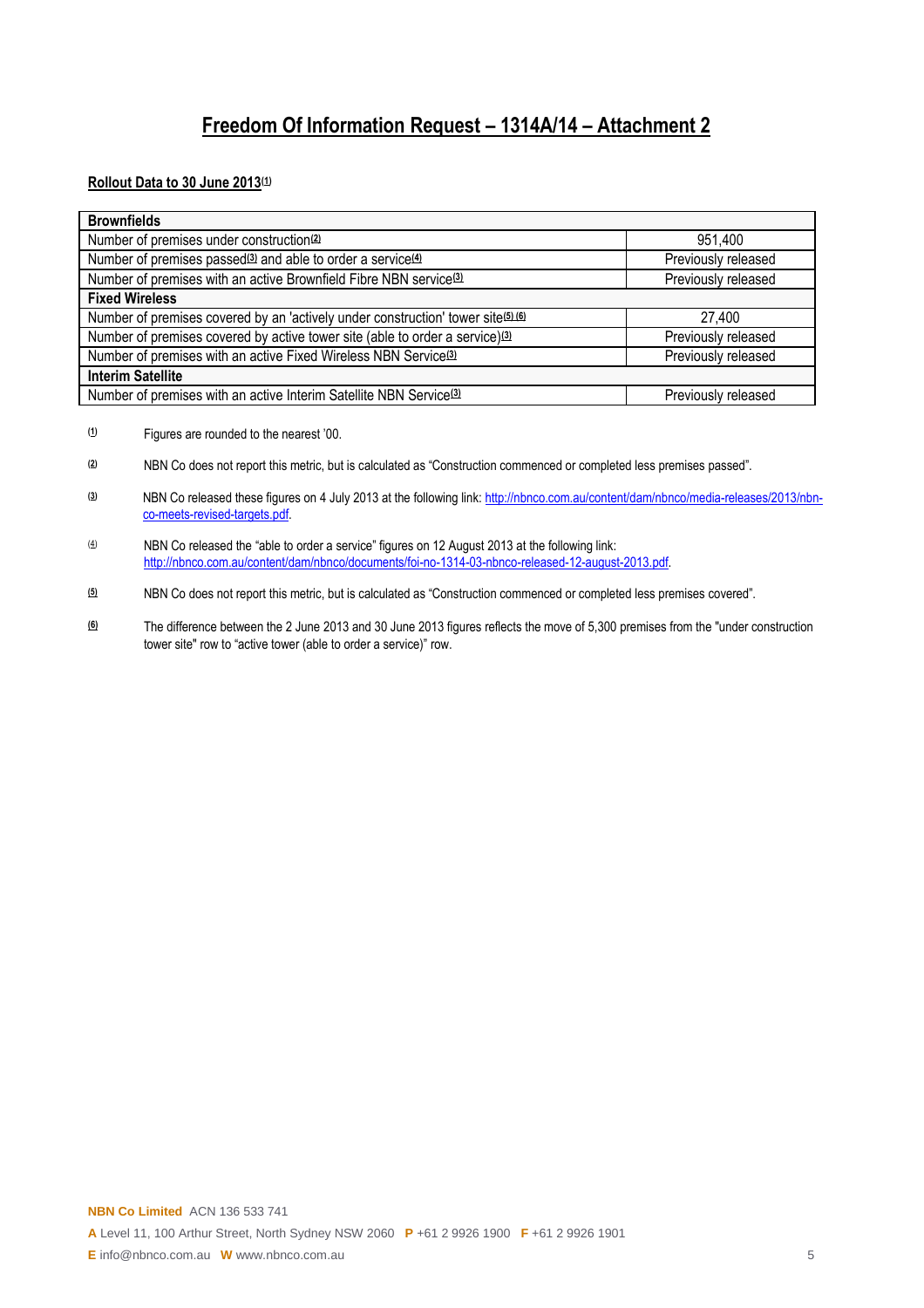# Freedom Of Information Request – 1314A/14 – Attachment 2

**Rollout Data to 30 June 2013[1]**

| | |
|---|---|
| **Brownfields** | |
| Number of premises under construction[2] | 951,400 |
| Number of premises passed[3] and able to order a service[4] | Previously released |
| Number of premises with an active Brownfield Fibre NBN service[3] | Previously released |
| **Fixed Wireless** | |
| Number of premises covered by an 'actively under construction' tower site[5] [6] | 27,400 |
| Number of premises covered by active tower site (able to order a service)[3] | Previously released |
| Number of premises with an active Fixed Wireless NBN Service[3] | Previously released |
| **Interim Satellite** | |
| Number of premises with an active Interim Satellite NBN Service[3] | Previously released |

[1] Figures are rounded to the nearest '00.

[2] NBN Co does not report this metric, but is calculated as "Construction commenced or completed less premises passed".

[3] NBN Co released these figures on 4 July 2013 at the following link: http://nbnco.com.au/content/dam/nbnco/media-releases/2013/nbn-co-meets-revised-targets.pdf.

[4] NBN Co released the "able to order a service" figures on 12 August 2013 at the following link: http://nbnco.com.au/content/dam/nbnco/documents/foi-no-1314-03-nbnco-released-12-august-2013.pdf.

[5] NBN Co does not report this metric, but is calculated as "Construction commenced or completed less premises covered".

[6] The difference between the 2 June 2013 and 30 June 2013 figures reflects the move of 5,300 premises from the "under construction tower site" row to "active tower (able to order a service)" row.

**NBN Co Limited** ACN 136 533 741
**A** Level 11, 100 Arthur Street, North Sydney NSW 2060 **P** +61 2 9926 1900 **F** +61 2 9926 1901
**E** info@nbnco.com.au **W** www.nbnco.com.au